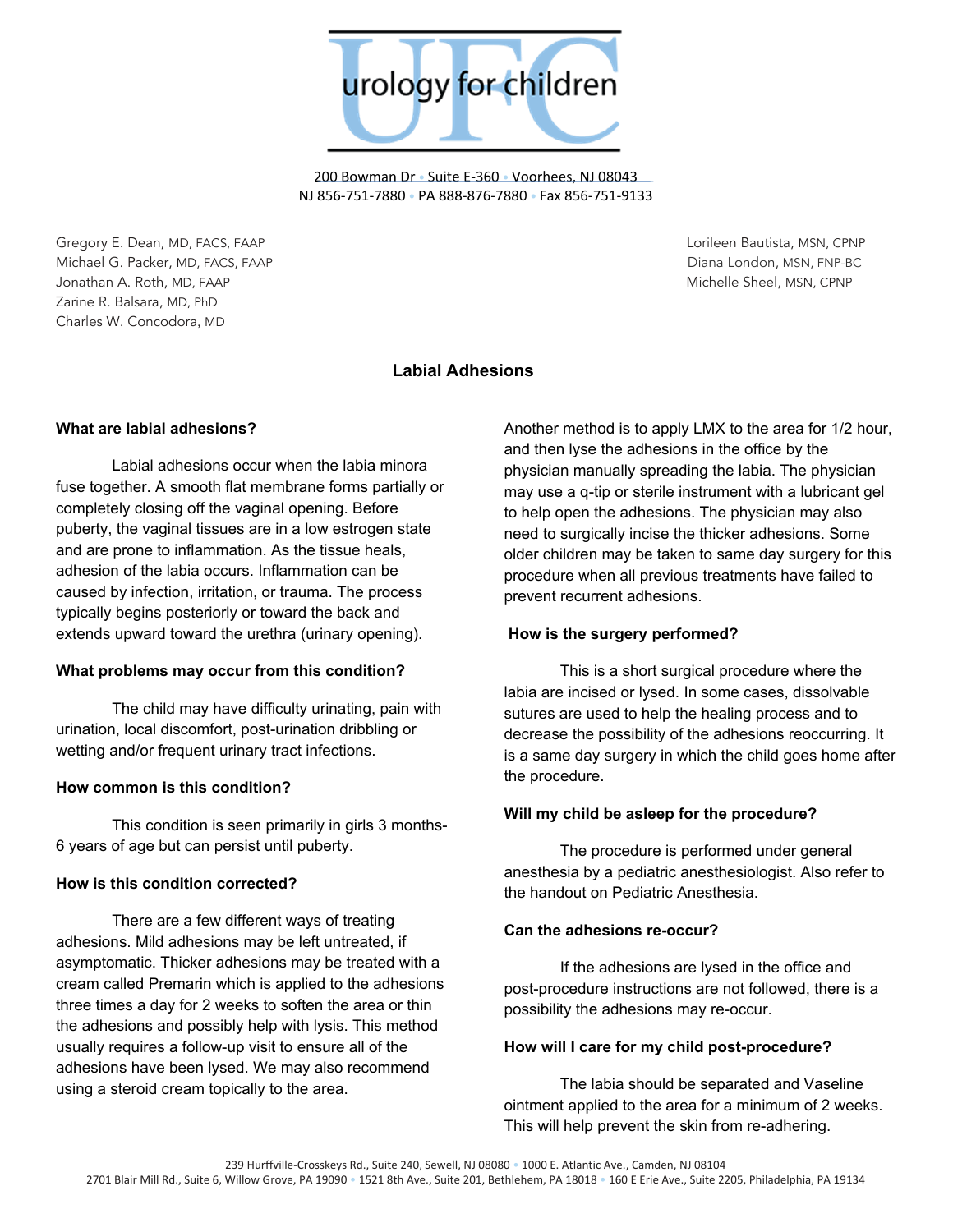urology for children

200 Bowman Dr • Suite E-360 • Voorhees, NJ 08043
NJ 856-751-7880 • PA 888-876-7880 • Fax 856-751-9133

Gregory E. Dean, MD, FACS, FAAP
Michael G. Packer, MD, FACS, FAAP
Jonathan A. Roth, MD, FAAP
Zarine R. Balsara, MD, PhD
Charles W. Concodora, MD

Lorileen Bautista, MSN, CPNP
Diana London, MSN, FNP-BC
Michelle Sheel, MSN, CPNP

# Labial Adhesions

### What are labial adhesions?

Labial adhesions occur when the labia minora fuse together. A smooth flat membrane forms partially or completely closing off the vaginal opening. Before puberty, the vaginal tissues are in a low estrogen state and are prone to inflammation. As the tissue heals, adhesion of the labia occurs. Inflammation can be caused by infection, irritation, or trauma. The process typically begins posteriorly or toward the back and extends upward toward the urethra (urinary opening).

### What problems may occur from this condition?

The child may have difficulty urinating, pain with urination, local discomfort, post-urination dribbling or wetting and/or frequent urinary tract infections.

### How common is this condition?

This condition is seen primarily in girls 3 months-6 years of age but can persist until puberty.

### How is this condition corrected?

There are a few different ways of treating adhesions. Mild adhesions may be left untreated, if asymptomatic. Thicker adhesions may be treated with a cream called Premarin which is applied to the adhesions three times a day for 2 weeks to soften the area or thin the adhesions and possibly help with lysis. This method usually requires a follow-up visit to ensure all of the adhesions have been lysed. We may also recommend using a steroid cream topically to the area.

Another method is to apply LMX to the area for 1/2 hour, and then lyse the adhesions in the office by the physician manually spreading the labia. The physician may use a q-tip or sterile instrument with a lubricant gel to help open the adhesions. The physician may also need to surgically incise the thicker adhesions. Some older children may be taken to same day surgery for this procedure when all previous treatments have failed to prevent recurrent adhesions.

### How is the surgery performed?

This is a short surgical procedure where the labia are incised or lysed. In some cases, dissolvable sutures are used to help the healing process and to decrease the possibility of the adhesions reoccurring. It is a same day surgery in which the child goes home after the procedure.

### Will my child be asleep for the procedure?

The procedure is performed under general anesthesia by a pediatric anesthesiologist. Also refer to the handout on Pediatric Anesthesia.

### Can the adhesions re-occur?

If the adhesions are lysed in the office and post-procedure instructions are not followed, there is a possibility the adhesions may re-occur.

### How will I care for my child post-procedure?

The labia should be separated and Vaseline ointment applied to the area for a minimum of 2 weeks. This will help prevent the skin from re-adhering.

239 Hurffville-Crosskeys Rd., Suite 240, Sewell, NJ 08080 • 1000 E. Atlantic Ave., Camden, NJ 08104
2701 Blair Mill Rd., Suite 6, Willow Grove, PA 19090 • 1521 8th Ave., Suite 201, Bethlehem, PA 18018 • 160 E Erie Ave., Suite 2205, Philadelphia, PA 19134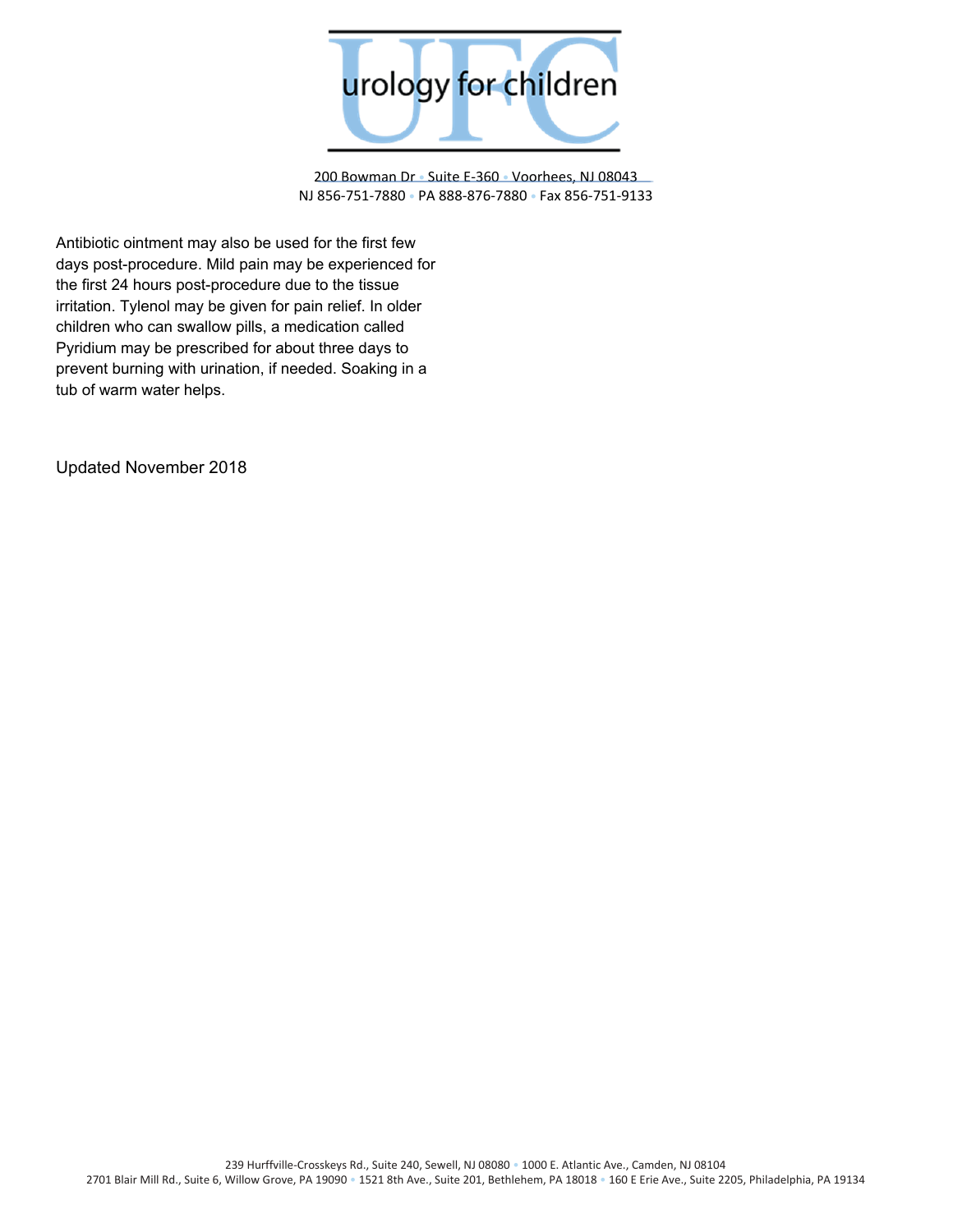Antibiotic ointment may also be used for the first few days post-procedure. Mild pain may be experienced for the first 24 hours post-procedure due to the tissue irritation. Tylenol may be given for pain relief. In older children who can swallow pills, a medication called Pyridium may be prescribed for about three days to prevent burning with urination, if needed. Soaking in a tub of warm water helps.

Updated November 2018